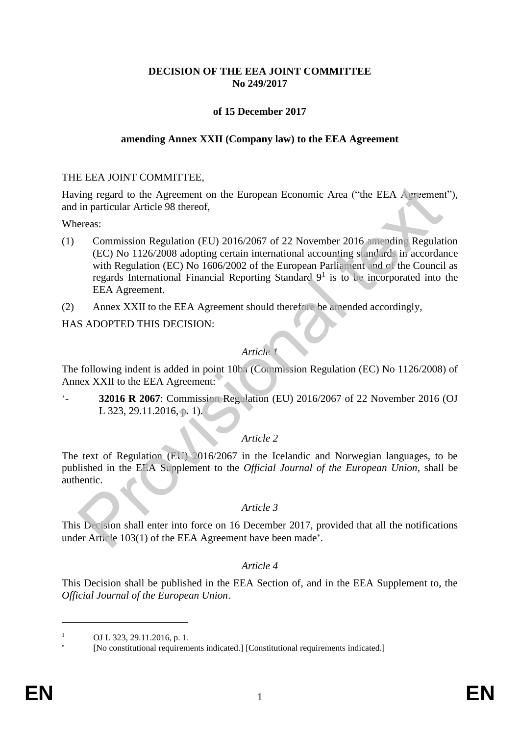**DECISION OF THE EEA JOINT COMMITTEE No 249/2017**

**of 15 December 2017**

**amending Annex XXII (Company law) to the EEA Agreement**

THE EEA JOINT COMMITTEE,

Having regard to the Agreement on the European Economic Area ("the EEA Agreement"), and in particular Article 98 thereof,

Whereas:

(1) Commission Regulation (EU) 2016/2067 of 22 November 2016 amending Regulation (EC) No 1126/2008 adopting certain international accounting standards in accordance with Regulation (EC) No 1606/2002 of the European Parliament and of the Council as regards International Financial Reporting Standard 9[1] is to be incorporated into the EEA Agreement.

(2) Annex XXII to the EEA Agreement should therefore be amended accordingly,

HAS ADOPTED THIS DECISION:

*Article 1*

The following indent is added in point 10ba (Commission Regulation (EC) No 1126/2008) of Annex XXII to the EEA Agreement:

'- **32016 R 2067**: Commission Regulation (EU) 2016/2067 of 22 November 2016 (OJ L 323, 29.11.2016, p. 1).'

*Article 2*

The text of Regulation (EU) 2016/2067 in the Icelandic and Norwegian languages, to be published in the EEA Supplement to the *Official Journal of the European Union*, shall be authentic.

*Article 3*

This Decision shall enter into force on 16 December 2017, provided that all the notifications under Article 103(1) of the EEA Agreement have been made[*].

*Article 4*

This Decision shall be published in the EEA Section of, and in the EEA Supplement to, the *Official Journal of the European Union*.

[1] OJ L 323, 29.11.2016, p. 1.

[*] [No constitutional requirements indicated.] [Constitutional requirements indicated.]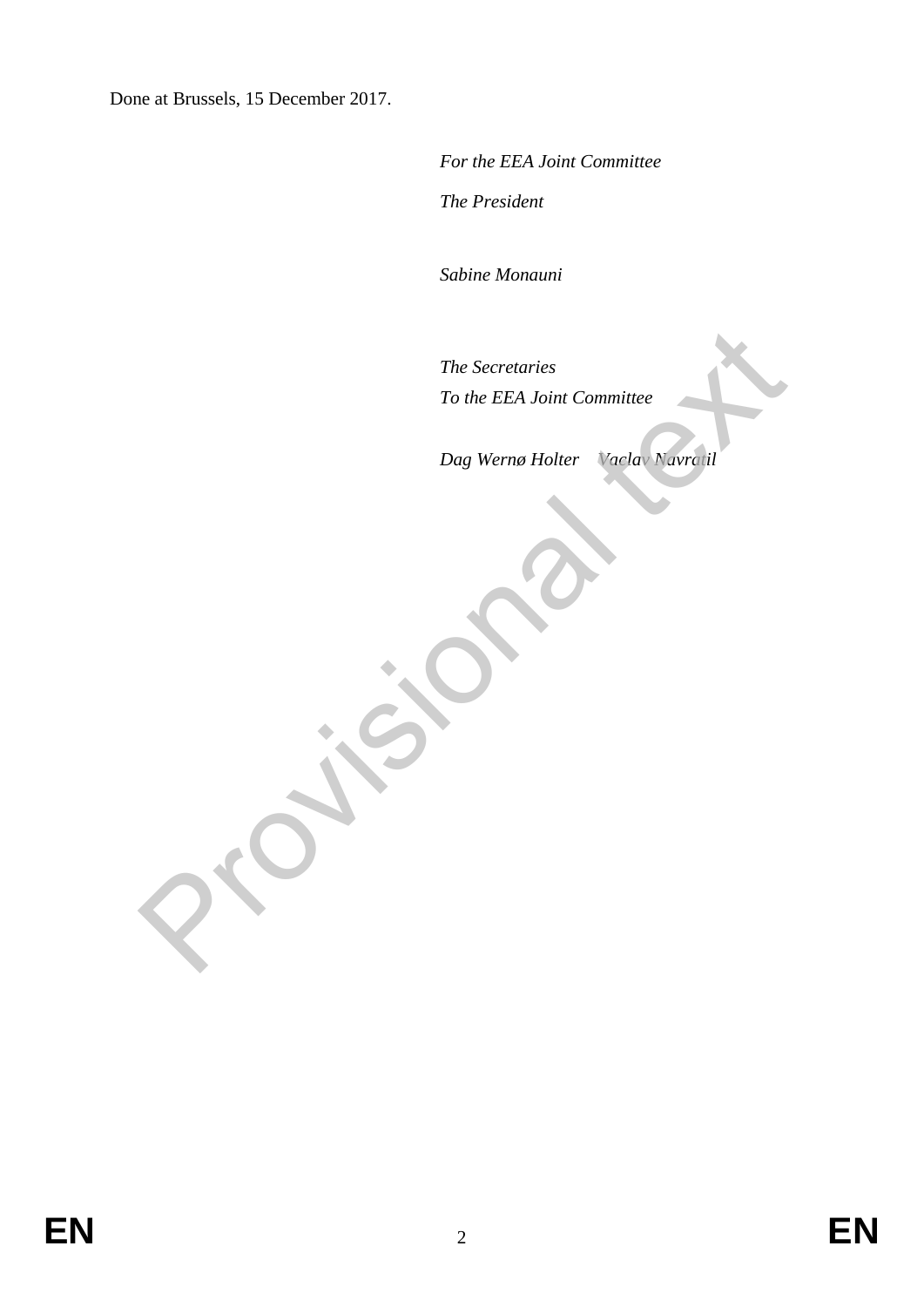Done at Brussels, 15 December 2017.

*For the EEA Joint Committee*

*The President*

*Sabine Monauni*

*The Secretaries*

*To the EEA Joint Committee*

*Dag Wernø Holter    Vaclav Navratil*